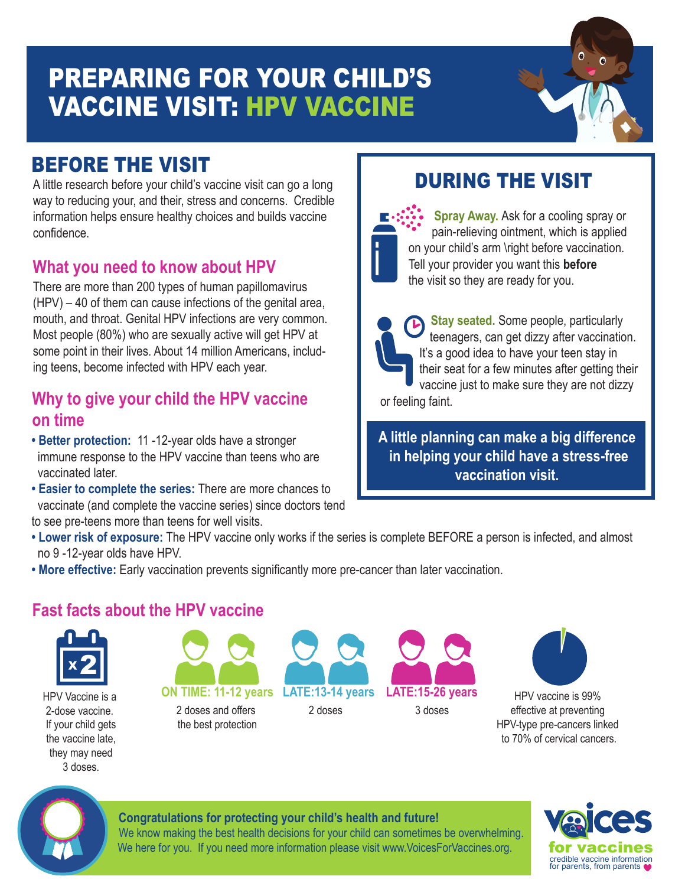# PREPARING FOR YOUR CHILD'S VACCINE VISIT: HPV VACCINE

## BEFORE THE VISIT

A little research before your child's vaccine visit can go a long way to reducing your, and their, stress and concerns. Credible information helps ensure healthy choices and builds vaccine confidence.

### What you need to know about HPV

There are more than 200 types of human papillomavirus (HPV) – 40 of them can cause infections of the genital area, mouth, and throat. Genital HPV infections are very common. Most people (80%) who are sexually active will get HPV at some point in their lives. About 14 million Americans, including teens, become infected with HPV each year.

### Why to give your child the HPV vaccine on time

- **Better protection:** 11 -12-year olds have a stronger immune response to the HPV vaccine than teens who are vaccinated later.
- **Easier to complete the series:** There are more chances to vaccinate (and complete the vaccine series) since doctors tend to see pre-teens more than teens for well visits.
- **Lower risk of exposure:** The HPV vaccine only works if the series is complete BEFORE a person is infected, and almost no 9 -12-year olds have HPV.
- **More effective:** Early vaccination prevents significantly more pre-cancer than later vaccination.

## DURING THE VISIT

**Spray Away.** Ask for a cooling spray or pain-relieving ointment, which is applied on your child's arm \right before vaccination. Tell your provider you want this **before** the visit so they are ready for you.

**Stay seated.** Some people, particularly teenagers, can get dizzy after vaccination. It's a good idea to have your teen stay in their seat for a few minutes after getting their vaccine just to make sure they are not dizzy or feeling faint.

**A little planning can make a big difference in helping your child have a stress-free vaccination visit.**

### Fast facts about the HPV vaccine

x2

HPV Vaccine is a 2-dose vaccine. If your child gets the vaccine late, they may need 3 doses.

**ON TIME: 11-12 years** — 2 doses and offers the best protection

**LATE:13-14 years** — 2 doses

**LATE:15-26 years** — 3 doses

HPV vaccine is 99% effective at preventing HPV-type pre-cancers linked to 70% of cervical cancers.

**Congratulations for protecting your child's health and future!**
We know making the best health decisions for your child can sometimes be overwhelming. We here for you. If you need more information please visit www.VoicesForVaccines.org.

voices for vaccines — credible vaccine information for parents, from parents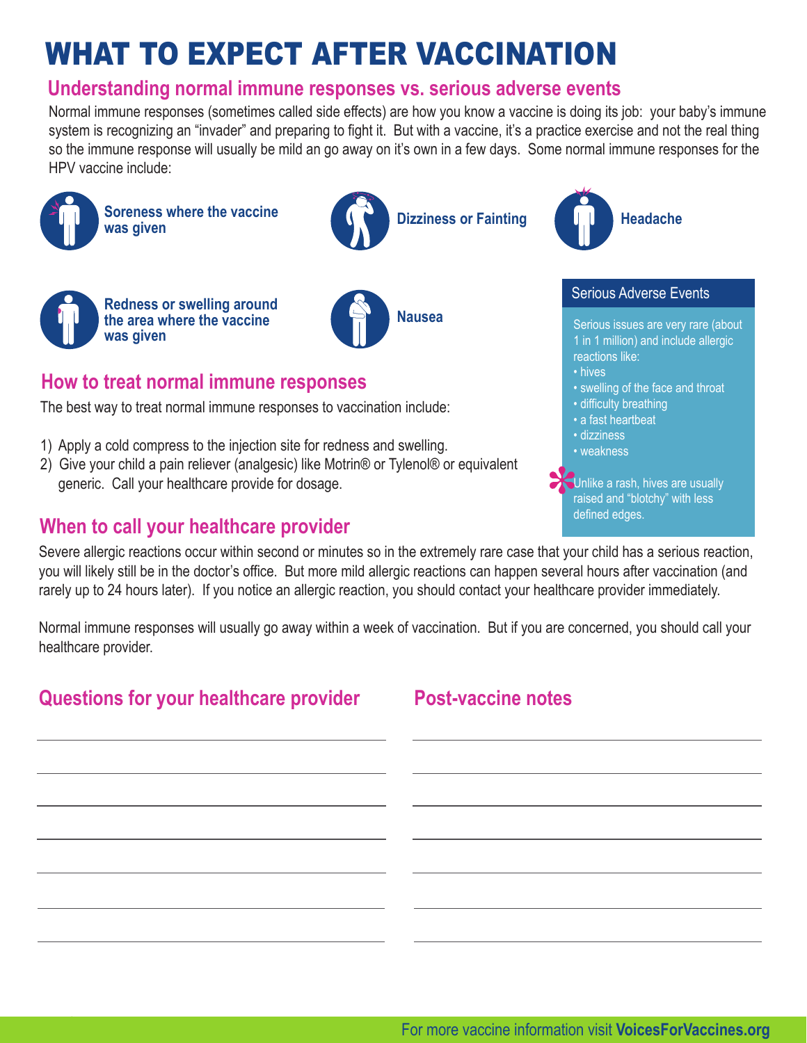# WHAT TO EXPECT AFTER VACCINATION

## Understanding normal immune responses vs. serious adverse events

Normal immune responses (sometimes called side effects) are how you know a vaccine is doing its job: your baby's immune system is recognizing an "invader" and preparing to fight it. But with a vaccine, it's a practice exercise and not the real thing so the immune response will usually be mild an go away on it's own in a few days. Some normal immune responses for the HPV vaccine include:

- **Soreness where the vaccine was given**
- **Dizziness or Fainting**
- **Headache**
- **Redness or swelling around the area where the vaccine was given**
- **Nausea**

### Serious Adverse Events

Serious issues are very rare (about 1 in 1 million) and include allergic reactions like:

- hives
- swelling of the face and throat
- difficulty breathing
- a fast heartbeat
- dizziness
- weakness

*Unlike a rash, hives are usually raised and "blotchy" with less defined edges.

## How to treat normal immune responses

The best way to treat normal immune responses to vaccination include:

1) Apply a cold compress to the injection site for redness and swelling.
2) Give your child a pain reliever (analgesic) like Motrin® or Tylenol® or equivalent generic. Call your healthcare provide for dosage.

## When to call your healthcare provider

Severe allergic reactions occur within second or minutes so in the extremely rare case that your child has a serious reaction, you will likely still be in the doctor's office. But more mild allergic reactions can happen several hours after vaccination (and rarely up to 24 hours later). If you notice an allergic reaction, you should contact your healthcare provider immediately.

Normal immune responses will usually go away within a week of vaccination. But if you are concerned, you should call your healthcare provider.

## Questions for your healthcare provider

## Post-vaccine notes

For more vaccine information visit **VoicesForVaccines.org**